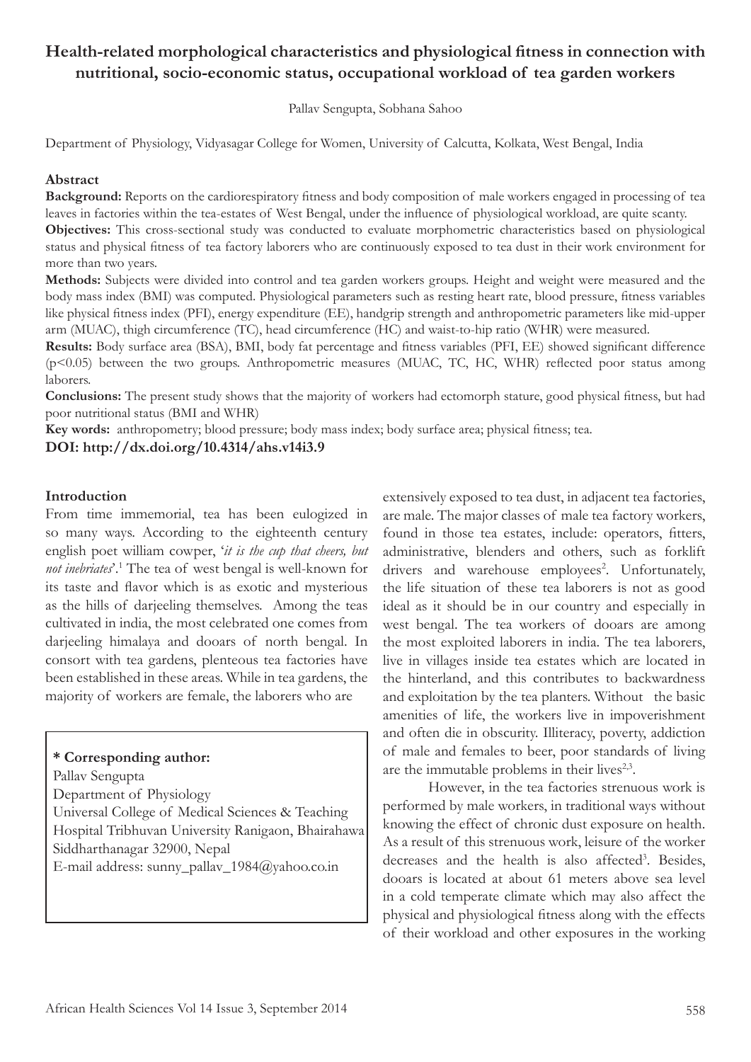# Health-related morphological characteristics and physiological fitness in connection with nutritional, socio-economic status, occupational workload of tea garden workers

Pallav Sengupta, Sobhana Sahoo

Department of Physiology, Vidyasagar College for Women, University of Calcutta, Kolkata, West Bengal, India

## Abstract

**Background:** Reports on the cardiorespiratory fitness and body composition of male workers engaged in processing of tea leaves in factories within the tea-estates of West Bengal, under the influence of physiological workload, are quite scanty.

**Objectives:** This cross-sectional study was conducted to evaluate morphometric characteristics based on physiological status and physical fitness of tea factory laborers who are continuously exposed to tea dust in their work environment for more than two years.

**Methods:** Subjects were divided into control and tea garden workers groups. Height and weight were measured and the body mass index (BMI) was computed. Physiological parameters such as resting heart rate, blood pressure, fitness variables like physical fitness index (PFI), energy expenditure (EE), handgrip strength and anthropometric parameters like mid-upper arm (MUAC), thigh circumference (TC), head circumference (HC) and waist-to-hip ratio (WHR) were measured.

**Results:** Body surface area (BSA), BMI, body fat percentage and fitness variables (PFI, EE) showed significant difference ($p<0.05$) between the two groups. Anthropometric measures (MUAC, TC, HC, WHR) reflected poor status among laborers.

**Conclusions:** The present study shows that the majority of workers had ectomorph stature, good physical fitness, but had poor nutritional status (BMI and WHR)

**Key words:** anthropometry; blood pressure; body mass index; body surface area; physical fitness; tea.

**DOI: http://dx.doi.org/10.4314/ahs.v14i3.9**

## Introduction

From time immemorial, tea has been eulogized in so many ways. According to the eighteenth century english poet william cowper, '*it is the cup that cheers, but not inebriates*'.[1] The tea of west bengal is well-known for its taste and flavor which is as exotic and mysterious as the hills of darjeeling themselves. Among the teas cultivated in india, the most celebrated one comes from darjeeling himalaya and dooars of north bengal. In consort with tea gardens, plenteous tea factories have been established in these areas. While in tea gardens, the majority of workers are female, the laborers who are extensively exposed to tea dust, in adjacent tea factories, are male. The major classes of male tea factory workers, found in those tea estates, include: operators, fitters, administrative, blenders and others, such as forklift drivers and warehouse employees[2]. Unfortunately, the life situation of these tea laborers is not as good ideal as it should be in our country and especially in west bengal. The tea workers of dooars are among the most exploited laborers in india. The tea laborers, live in villages inside tea estates which are located in the hinterland, and this contributes to backwardness and exploitation by the tea planters. Without the basic amenities of life, the workers live in impoverishment and often die in obscurity. Illiteracy, poverty, addiction of male and females to beer, poor standards of living are the immutable problems in their lives[2,3].

However, in the tea factories strenuous work is performed by male workers, in traditional ways without knowing the effect of chronic dust exposure on health. As a result of this strenuous work, leisure of the worker decreases and the health is also affected[3]. Besides, dooars is located at about 61 meters above sea level in a cold temperate climate which may also affect the physical and physiological fitness along with the effects of their workload and other exposures in the working

**\* Corresponding author:**
Pallav Sengupta
Department of Physiology
Universal College of Medical Sciences & Teaching Hospital Tribhuvan University Ranigaon, Bhairahawa Siddharthanagar 32900, Nepal
E-mail address: sunny_pallav_1984@yahoo.co.in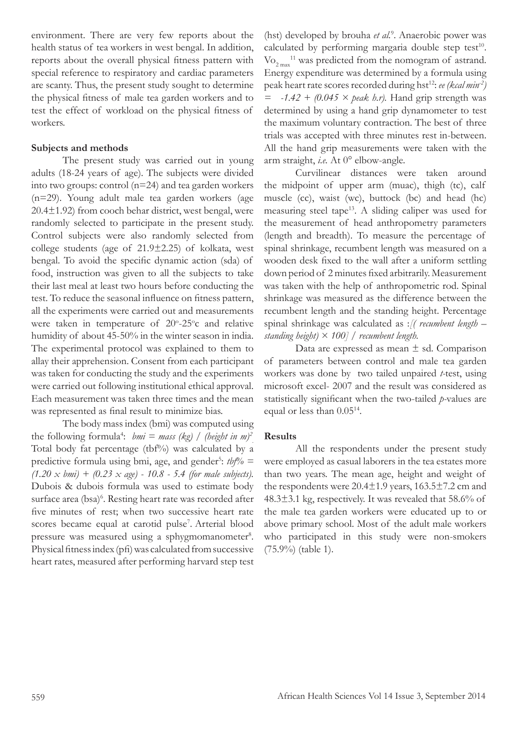environment. There are very few reports about the health status of tea workers in west bengal. In addition, reports about the overall physical fitness pattern with special reference to respiratory and cardiac parameters are scanty. Thus, the present study sought to determine the physical fitness of male tea garden workers and to test the effect of workload on the physical fitness of workers.

## Subjects and methods

The present study was carried out in young adults (18-24 years of age). The subjects were divided into two groups: control (n=24) and tea garden workers (n=29). Young adult male tea garden workers (age 20.4±1.92) from cooch behar district, west bengal, were randomly selected to participate in the present study. Control subjects were also randomly selected from college students (age of 21.9±2.25) of kolkata, west bengal. To avoid the specific dynamic action (sda) of food, instruction was given to all the subjects to take their last meal at least two hours before conducting the test. To reduce the seasonal influence on fitness pattern, all the experiments were carried out and measurements were taken in temperature of 20°-25°c and relative humidity of about 45-50% in the winter season in india. The experimental protocol was explained to them to allay their apprehension. Consent from each participant was taken for conducting the study and the experiments were carried out following institutional ethical approval. Each measurement was taken three times and the mean was represented as final result to minimize bias.

The body mass index (bmi) was computed using the following formula[4]: *bmi = mass (kg) / (height in m)*$^2$. Total body fat percentage (tbf%) was calculated by a predictive formula using bmi, age, and gender[5]: *tbf% = (1.20 × bmi) + (0.23 × age) - 10.8 - 5.4 (for male subjects).* Dubois & dubois formula was used to estimate body surface area (bsa)[6]. Resting heart rate was recorded after five minutes of rest; when two successive heart rate scores became equal at carotid pulse[7]. Arterial blood pressure was measured using a sphygmomanometer[8]. Physical fitness index (pfi) was calculated from successive heart rates, measured after performing harvard step test (hst) developed by brouha *et al.*[9]. Anaerobic power was calculated by performing margaria double step test[10]. $Vo_{2\,max}$[11] was predicted from the nomogram of astrand. Energy expenditure was determined by a formula using peak heart rate scores recorded during hst[12]: *ee (kcal min*$^{-1}$*) = -1.42 + (0.045 × peak h.r).* Hand grip strength was determined by using a hand grip dynamometer to test the maximum voluntary contraction. The best of three trials was accepted with three minutes rest in-between. All the hand grip measurements were taken with the arm straight, *i.e.* At 0° elbow-angle.

Curvilinear distances were taken around the midpoint of upper arm (muac), thigh (tc), calf muscle (cc), waist (wc), buttock (bc) and head (hc) measuring steel tape[13]. A sliding caliper was used for the measurement of head anthropometry parameters (length and breadth). To measure the percentage of spinal shrinkage, recumbent length was measured on a wooden desk fixed to the wall after a uniform settling down period of 2 minutes fixed arbitrarily. Measurement was taken with the help of anthropometric rod. Spinal shrinkage was measured as the difference between the recumbent length and the standing height. Percentage spinal shrinkage was calculated as :*[( recumbent length – standing height) × 100] / recumbent length.*

Data are expressed as mean ± sd. Comparison of parameters between control and male tea garden workers was done by two tailed unpaired *t*-test, using microsoft excel- 2007 and the result was considered as statistically significant when the two-tailed *p*-values are equal or less than 0.05[14].

## Results

All the respondents under the present study were employed as casual laborers in the tea estates more than two years. The mean age, height and weight of the respondents were 20.4±1.9 years, 163.5±7.2 cm and 48.3±3.1 kg, respectively. It was revealed that 58.6% of the male tea garden workers were educated up to or above primary school. Most of the adult male workers who participated in this study were non-smokers (75.9%) (table 1).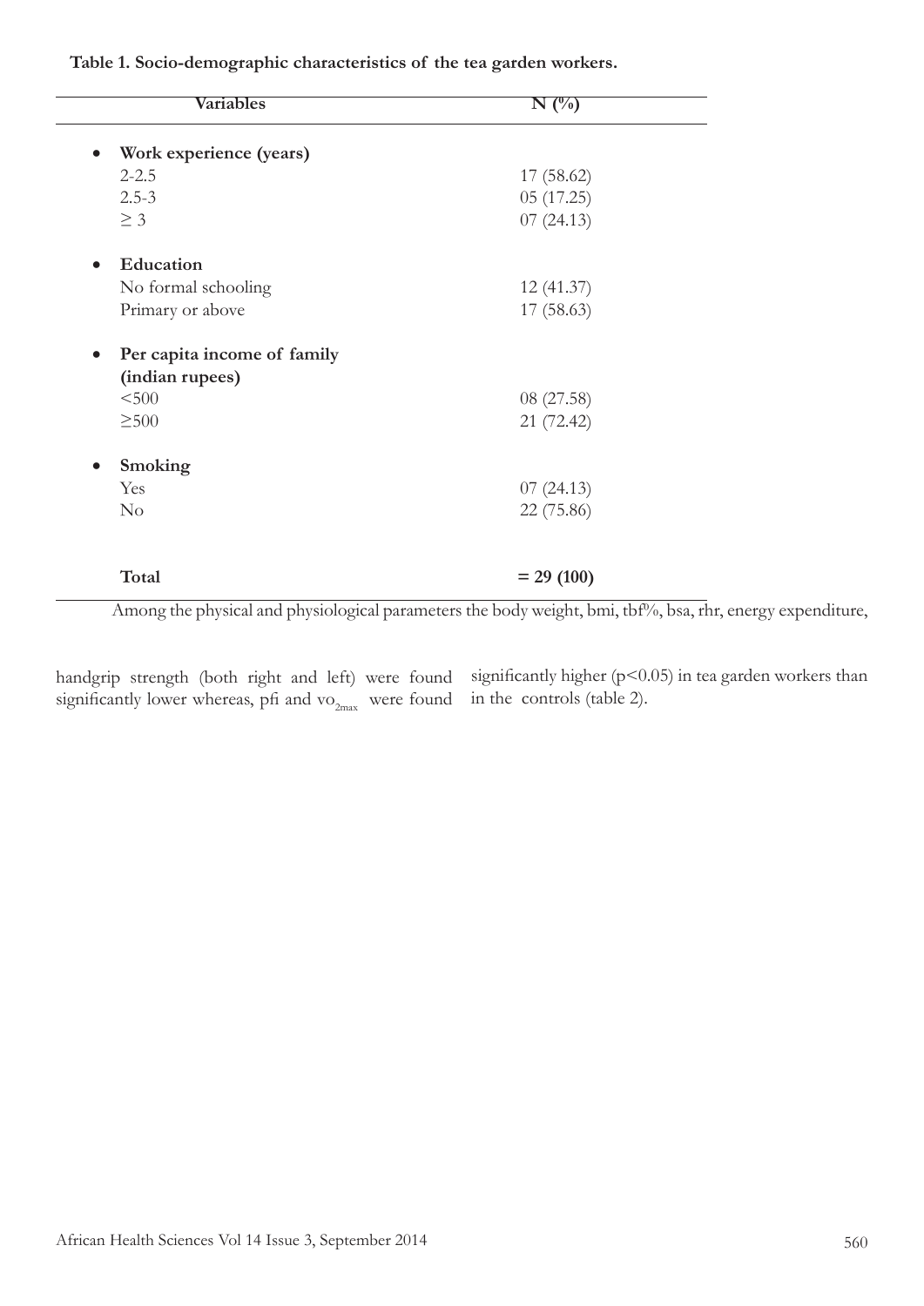**Table 1. Socio-demographic characteristics of the tea garden workers.**

| Variables | N (%) |
|---|---|
| • **Work experience (years)** | |
| 2-2.5 | 17 (58.62) |
| 2.5-3 | 05 (17.25) |
| ≥ 3 | 07 (24.13) |
| • **Education** | |
| No formal schooling | 12 (41.37) |
| Primary or above | 17 (58.63) |
| • **Per capita income of family (indian rupees)** | |
| <500 | 08 (27.58) |
| ≥500 | 21 (72.42) |
| • **Smoking** | |
| Yes | 07 (24.13) |
| No | 22 (75.86) |
| **Total** | **= 29 (100)** |

Among the physical and physiological parameters the body weight, bmi, tbf%, bsa, rhr, energy expenditure, handgrip strength (both right and left) were found significantly lower whereas, pfi and $vo_{2max}$ were found significantly higher ($p<0.05$) in tea garden workers than in the controls (table 2).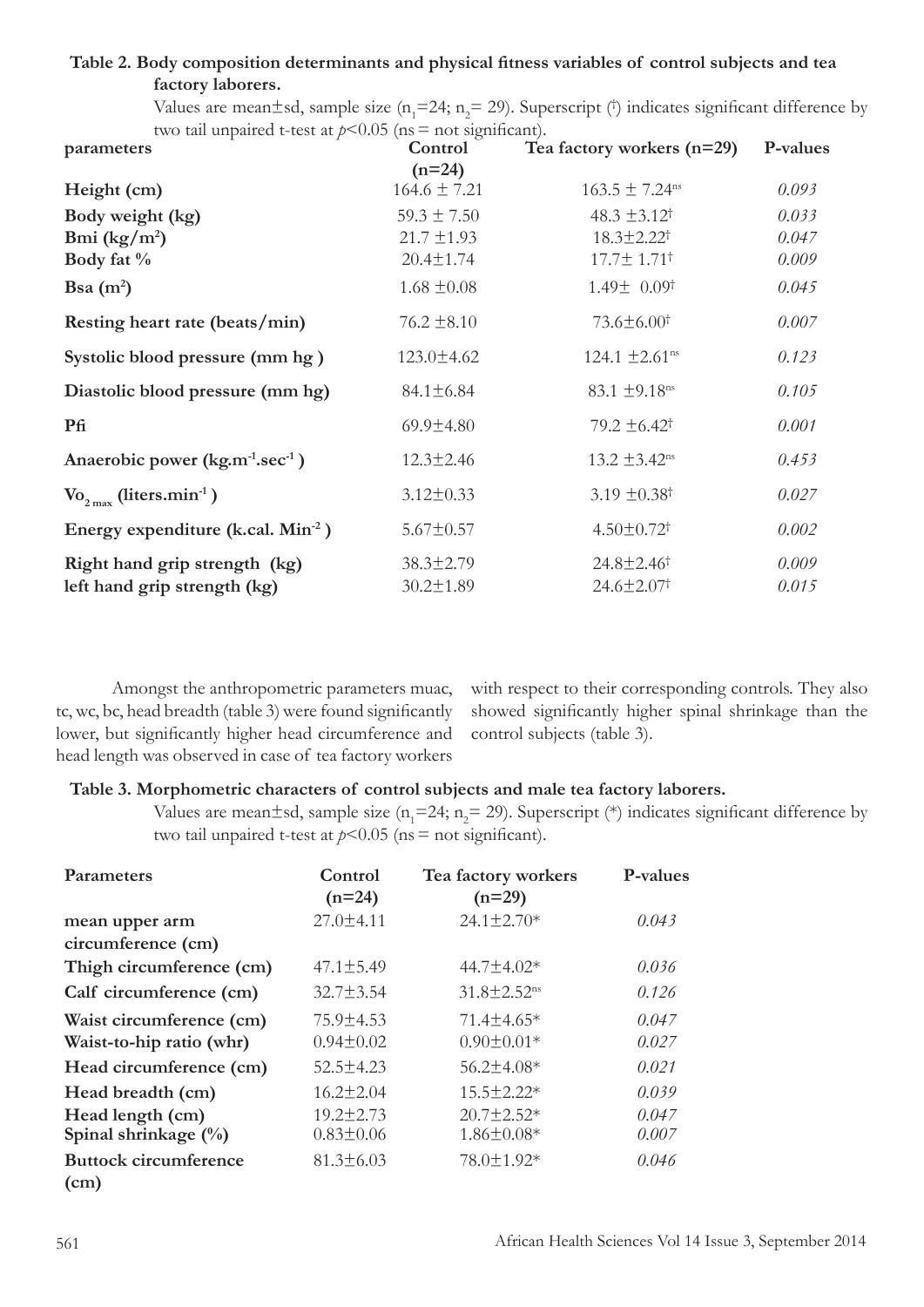**Table 2. Body composition determinants and physical fitness variables of control subjects and tea factory laborers.**

Values are mean±sd, sample size ($n_1$=24; $n_2$= 29). Superscript (†) indicates significant difference by two tail unpaired t-test at $p$<0.05 (ns = not significant).

| parameters | Control (n=24) | Tea factory workers (n=29) | P-values |
|---|---|---|---|
| Height (cm) | 164.6 ± 7.21 | 163.5 ± 7.24$^{ns}$ | *0.093* |
| Body weight (kg) | 59.3 ± 7.50 | 48.3 ±3.12$^{†}$ | *0.033* |
| Bmi (kg/m$^2$) | 21.7 ±1.93 | 18.3±2.22$^{†}$ | *0.047* |
| Body fat % | 20.4±1.74 | 17.7± 1.71$^{†}$ | *0.009* |
| Bsa (m$^2$) | 1.68 ±0.08 | 1.49± 0.09$^{†}$ | *0.045* |
| Resting heart rate (beats/min) | 76.2 ±8.10 | 73.6±6.00$^{†}$ | *0.007* |
| Systolic blood pressure (mm hg ) | 123.0±4.62 | 124.1 ±2.61$^{ns}$ | *0.123* |
| Diastolic blood pressure (mm hg) | 84.1±6.84 | 83.1 ±9.18$^{ns}$ | *0.105* |
| Pfi | 69.9±4.80 | 79.2 ±6.42$^{†}$ | *0.001* |
| Anaerobic power (kg.m$^{-1}$.sec$^{-1}$ ) | 12.3±2.46 | 13.2 ±3.42$^{ns}$ | *0.453* |
| $Vo_{2\,max}$ (liters.min$^{-1}$ ) | 3.12±0.33 | 3.19 ±0.38$^{†}$ | *0.027* |
| Energy expenditure (k.cal. Min$^{-2}$ ) | 5.67±0.57 | 4.50±0.72$^{†}$ | *0.002* |
| Right hand grip strength (kg) | 38.3±2.79 | 24.8±2.46$^{†}$ | *0.009* |
| left hand grip strength (kg) | 30.2±1.89 | 24.6±2.07$^{†}$ | *0.015* |

Amongst the anthropometric parameters muac, tc, wc, bc, head breadth (table 3) were found significantly lower, but significantly higher head circumference and head length was observed in case of tea factory workers with respect to their corresponding controls. They also showed significantly higher spinal shrinkage than the control subjects (table 3).

**Table 3. Morphometric characters of control subjects and male tea factory laborers.**

Values are mean±sd, sample size ($n_1$=24; $n_2$= 29). Superscript (*) indicates significant difference by two tail unpaired t-test at $p$<0.05 (ns = not significant).

| Parameters | Control (n=24) | Tea factory workers (n=29) | P-values |
|---|---|---|---|
| mean upper arm circumference (cm) | 27.0±4.11 | 24.1±2.70* | *0.043* |
| Thigh circumference (cm) | 47.1±5.49 | 44.7±4.02* | *0.036* |
| Calf circumference (cm) | 32.7±3.54 | 31.8±2.52$^{ns}$ | *0.126* |
| Waist circumference (cm) | 75.9±4.53 | 71.4±4.65* | *0.047* |
| Waist-to-hip ratio (whr) | 0.94±0.02 | 0.90±0.01* | *0.027* |
| Head circumference (cm) | 52.5±4.23 | 56.2±4.08* | *0.021* |
| Head breadth (cm) | 16.2±2.04 | 15.5±2.22* | *0.039* |
| Head length (cm) | 19.2±2.73 | 20.7±2.52* | *0.047* |
| Spinal shrinkage (%) | 0.83±0.06 | 1.86±0.08* | *0.007* |
| Buttock circumference (cm) | 81.3±6.03 | 78.0±1.92* | *0.046* |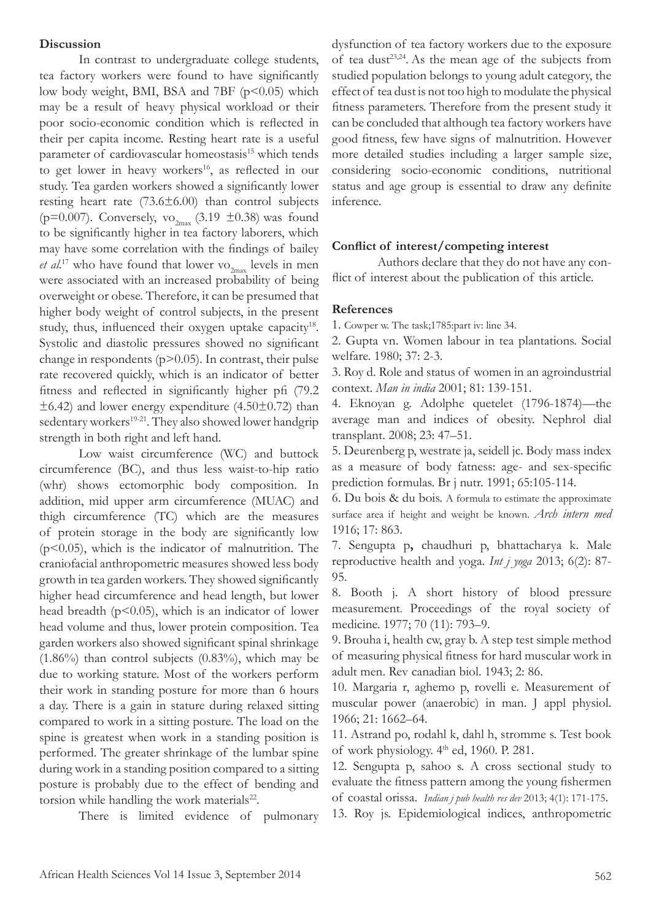### Discussion

In contrast to undergraduate college students, tea factory workers were found to have significantly low body weight, BMI, BSA and 7BF ($p<0.05$) which may be a result of heavy physical workload or their poor socio-economic condition which is reflected in their per capita income. Resting heart rate is a useful parameter of cardiovascular homeostasis[15] which tends to get lower in heavy workers[16], as reflected in our study. Tea garden workers showed a significantly lower resting heart rate ($73.6\pm6.00$) than control subjects ($p=0.007$). Conversely, $vo_{2max}$ ($3.19 \pm0.38$) was found to be significantly higher in tea factory laborers, which may have some correlation with the findings of bailey *et al*.[17] who have found that lower $vo_{2max}$ levels in men were associated with an increased probability of being overweight or obese. Therefore, it can be presumed that higher body weight of control subjects, in the present study, thus, influenced their oxygen uptake capacity[18]. Systolic and diastolic pressures showed no significant change in respondents ($p>0.05$). In contrast, their pulse rate recovered quickly, which is an indicator of better fitness and reflected in significantly higher pfi ($79.2 \pm6.42$) and lower energy expenditure ($4.50\pm0.72$) than sedentary workers[19-21]. They also showed lower handgrip strength in both right and left hand.

Low waist circumference (WC) and buttock circumference (BC), and thus less waist-to-hip ratio (whr) shows ectomorphic body composition. In addition, mid upper arm circumference (MUAC) and thigh circumference (TC) which are the measures of protein storage in the body are significantly low ($p<0.05$), which is the indicator of malnutrition. The craniofacial anthropometric measures showed less body growth in tea garden workers. They showed significantly higher head circumference and head length, but lower head breadth ($p<0.05$), which is an indicator of lower head volume and thus, lower protein composition. Tea garden workers also showed significant spinal shrinkage (1.86%) than control subjects (0.83%), which may be due to working stature. Most of the workers perform their work in standing posture for more than 6 hours a day. There is a gain in stature during relaxed sitting compared to work in a sitting posture. The load on the spine is greatest when work in a standing position is performed. The greater shrinkage of the lumbar spine during work in a standing position compared to a sitting posture is probably due to the effect of bending and torsion while handling the work materials[22].

There is limited evidence of pulmonary dysfunction of tea factory workers due to the exposure of tea dust[23,24]. As the mean age of the subjects from studied population belongs to young adult category, the effect of tea dust is not too high to modulate the physical fitness parameters. Therefore from the present study it can be concluded that although tea factory workers have good fitness, few have signs of malnutrition. However more detailed studies including a larger sample size, considering socio-economic conditions, nutritional status and age group is essential to draw any definite inference.

### Conflict of interest/competing interest

Authors declare that they do not have any conflict of interest about the publication of this article.

### References

1. Cowper w. The task;1785:part iv: line 34.
2. Gupta vn. Women labour in tea plantations. Social welfare. 1980; 37: 2-3.
3. Roy d. Role and status of women in an agroindustrial context. *Man in india* 2001; 81: 139-151.
4. Eknoyan g. Adolphe quetelet (1796-1874)—the average man and indices of obesity. Nephrol dial transplant. 2008; 23: 47–51.
5. Deurenberg p, westrate ja, seidell jc. Body mass index as a measure of body fatness: age- and sex-specific prediction formulas. Br j nutr. 1991; 65:105-114.
6. Du bois & du bois. A formula to estimate the approximate surface area if height and weight be known. *Arch intern med* 1916; 17: 863.
7. Sengupta p**,** chaudhuri p, bhattacharya k. Male reproductive health and yoga. *Int j yoga* 2013; 6(2): 87-95.
8. Booth j. A short history of blood pressure measurement. Proceedings of the royal society of medicine. 1977; 70 (11): 793–9.
9. Brouha i, health cw, gray b. A step test simple method of measuring physical fitness for hard muscular work in adult men. Rev canadian biol. 1943; 2: 86.
10. Margaria r, aghemo p, rovelli e. Measurement of muscular power (anaerobic) in man. J appl physiol. 1966; 21: 1662–64.
11. Astrand po, rodahl k, dahl h, stromme s. Test book of work physiology. 4th ed, 1960. P. 281.
12. Sengupta p, sahoo s. A cross sectional study to evaluate the fitness pattern among the young fishermen of coastal orissa. *Indian j pub health res dev* 2013; 4(1): 171-175.
13. Roy js. Epidemiological indices, anthropometric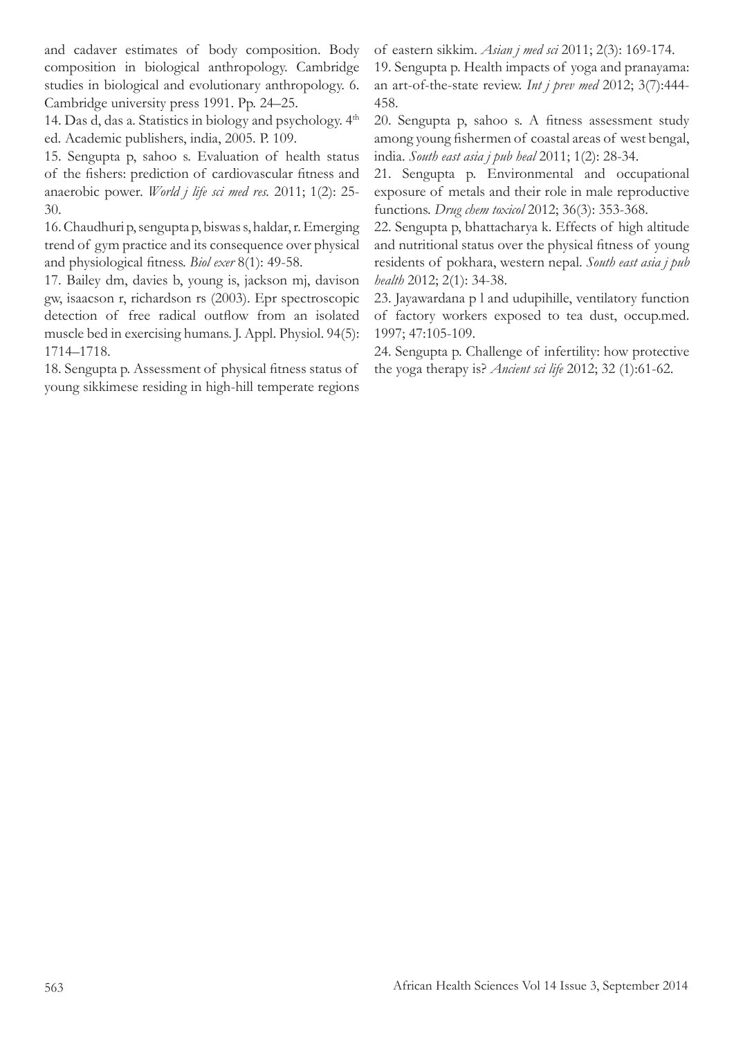and cadaver estimates of body composition. Body composition in biological anthropology. Cambridge studies in biological and evolutionary anthropology. 6. Cambridge university press 1991. Pp. 24–25.

14. Das d, das a. Statistics in biology and psychology. 4th ed. Academic publishers, india, 2005. P. 109.

15. Sengupta p, sahoo s. Evaluation of health status of the fishers: prediction of cardiovascular fitness and anaerobic power. *World j life sci med res.* 2011; 1(2): 25-30.

16. Chaudhuri p, sengupta p, biswas s, haldar, r. Emerging trend of gym practice and its consequence over physical and physiological fitness. *Biol exer* 8(1): 49-58.

17. Bailey dm, davies b, young is, jackson mj, davison gw, isaacson r, richardson rs (2003). Epr spectroscopic detection of free radical outflow from an isolated muscle bed in exercising humans. J. Appl. Physiol. 94(5): 1714–1718.

18. Sengupta p. Assessment of physical fitness status of young sikkimese residing in high-hill temperate regions of eastern sikkim. *Asian j med sci* 2011; 2(3): 169-174.

19. Sengupta p. Health impacts of yoga and pranayama: an art-of-the-state review. *Int j prev med* 2012; 3(7):444-458.

20. Sengupta p, sahoo s. A fitness assessment study among young fishermen of coastal areas of west bengal, india. *South east asia j pub heal* 2011; 1(2): 28-34.

21. Sengupta p. Environmental and occupational exposure of metals and their role in male reproductive functions. *Drug chem toxicol* 2012; 36(3): 353-368.

22. Sengupta p, bhattacharya k. Effects of high altitude and nutritional status over the physical fitness of young residents of pokhara, western nepal. *South east asia j pub health* 2012; 2(1): 34-38.

23. Jayawardana p l and udupihille, ventilatory function of factory workers exposed to tea dust, occup.med. 1997; 47:105-109.

24. Sengupta p. Challenge of infertility: how protective the yoga therapy is? *Ancient sci life* 2012; 32 (1):61-62.